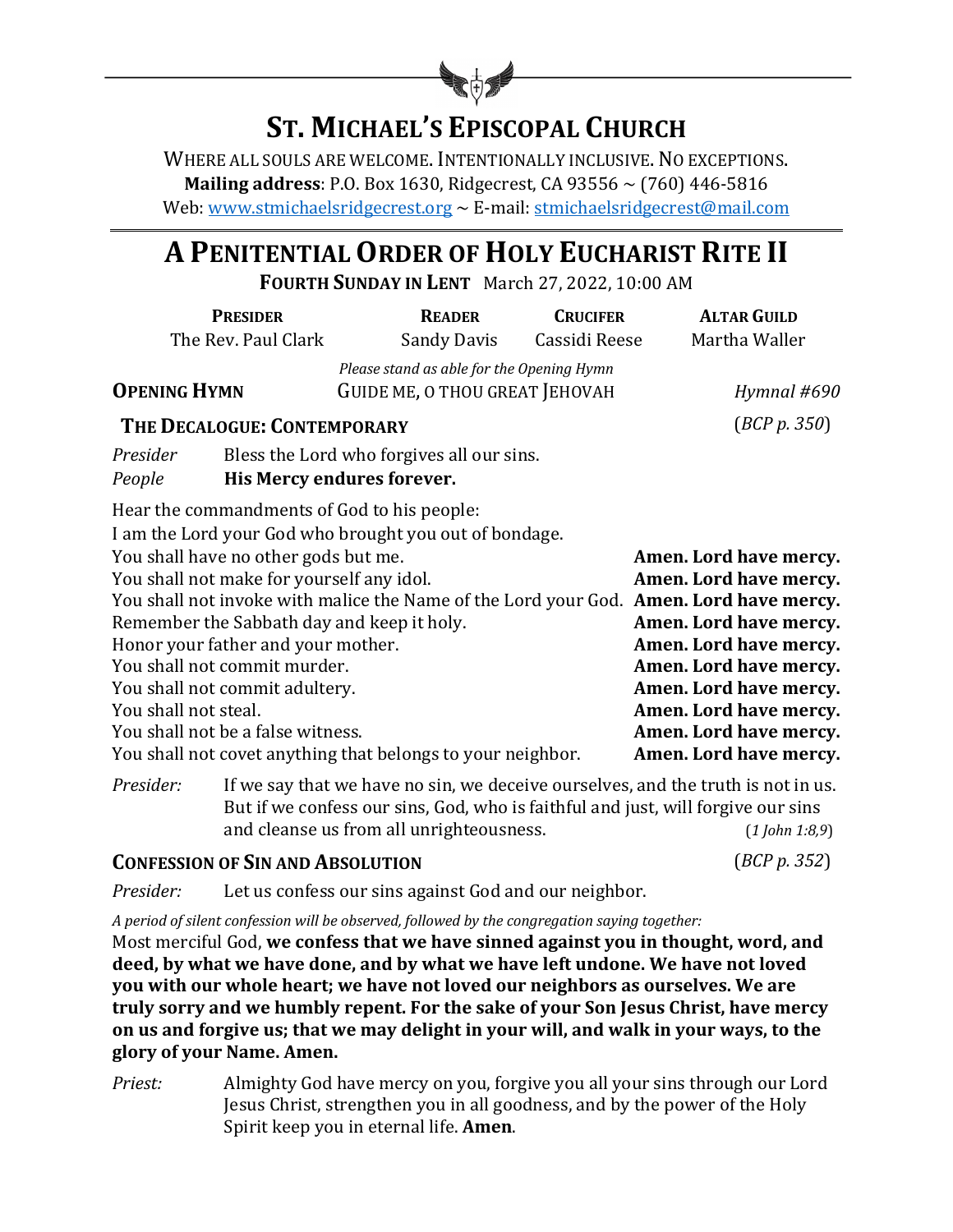# ST. MICHAEL'S EPISCOPAL CHURCH

WHERE ALL SOULS ARE WELCOME. INTENTIONALLY INCLUSIVE. NO EXCEPTIONS.
**Mailing address**: P.O. Box 1630, Ridgecrest, CA 93556 ~ (760) 446-5816
Web: www.stmichaelsridgecrest.org ~ E-mail: stmichaelsridgecrest@mail.com

# A PENITENTIAL ORDER OF HOLY EUCHARIST RITE II

**FOURTH SUNDAY IN LENT** March 27, 2022, 10:00 AM

| PRESIDER | READER | CRUCIFER | ALTAR GUILD |
|---|---|---|---|
| The Rev. Paul Clark | Sandy Davis | Cassidi Reese | Martha Waller |

*Please stand as able for the Opening Hymn*

**OPENING HYMN** GUIDE ME, O THOU GREAT JEHOVAH *Hymnal #690*

**THE DECALOGUE: CONTEMPORARY** (*BCP p. 350*)

*Presider* Bless the Lord who forgives all our sins.
*People* **His Mercy endures forever.**

Hear the commandments of God to his people:
I am the Lord your God who brought you out of bondage.
You shall have no other gods but me. **Amen. Lord have mercy.**
You shall not make for yourself any idol. **Amen. Lord have mercy.**
You shall not invoke with malice the Name of the Lord your God. **Amen. Lord have mercy.**
Remember the Sabbath day and keep it holy. **Amen. Lord have mercy.**
Honor your father and your mother. **Amen. Lord have mercy.**
You shall not commit murder. **Amen. Lord have mercy.**
You shall not commit adultery. **Amen. Lord have mercy.**
You shall not steal. **Amen. Lord have mercy.**
You shall not be a false witness. **Amen. Lord have mercy.**
You shall not covet anything that belongs to your neighbor. **Amen. Lord have mercy.**

*Presider:* If we say that we have no sin, we deceive ourselves, and the truth is not in us. But if we confess our sins, God, who is faithful and just, will forgive our sins and cleanse us from all unrighteousness. (*1 John 1:8,9*)

**CONFESSION OF SIN AND ABSOLUTION** (*BCP p. 352*)

*Presider:* Let us confess our sins against God and our neighbor.

*A period of silent confession will be observed, followed by the congregation saying together:*
Most merciful God, **we confess that we have sinned against you in thought, word, and deed, by what we have done, and by what we have left undone. We have not loved you with our whole heart; we have not loved our neighbors as ourselves. We are truly sorry and we humbly repent. For the sake of your Son Jesus Christ, have mercy on us and forgive us; that we may delight in your will, and walk in your ways, to the glory of your Name. Amen.**

*Priest:* Almighty God have mercy on you, forgive you all your sins through our Lord Jesus Christ, strengthen you in all goodness, and by the power of the Holy Spirit keep you in eternal life. **Amen**.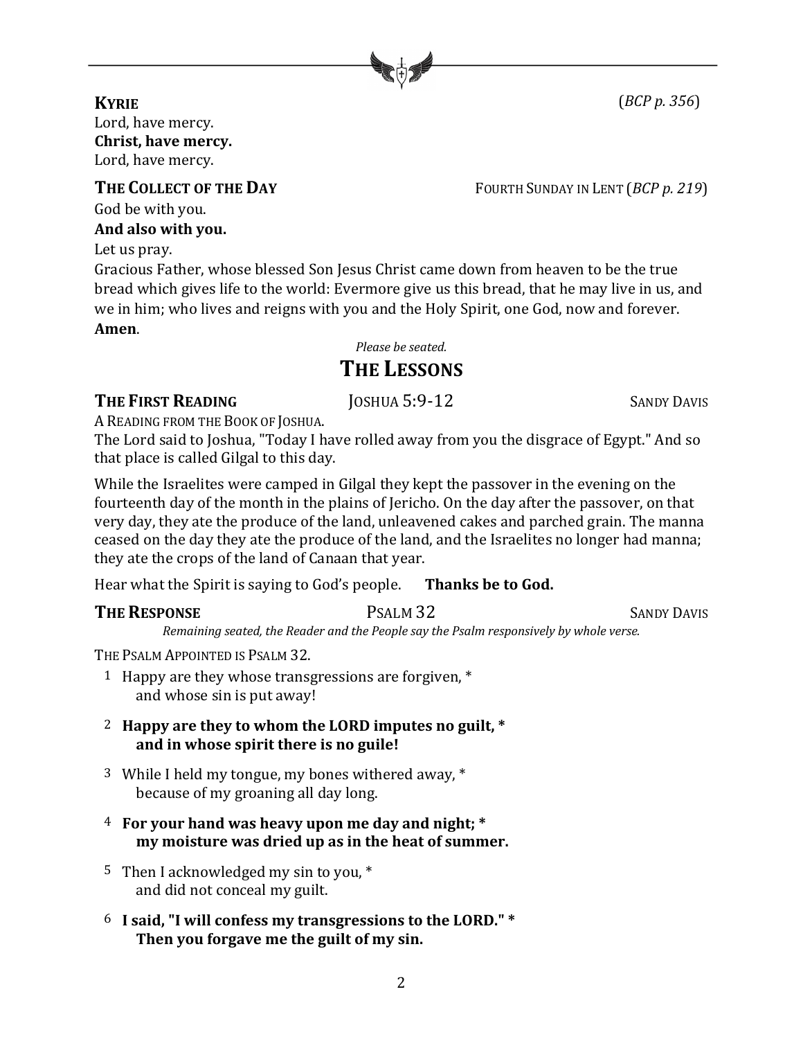**KYRIE** (*BCP p. 356*)

Lord, have mercy.
**Christ, have mercy.**
Lord, have mercy.

**THE COLLECT OF THE DAY** FOURTH SUNDAY IN LENT (*BCP p. 219*)

God be with you.
**And also with you.**
Let us pray.
Gracious Father, whose blessed Son Jesus Christ came down from heaven to be the true bread which gives life to the world: Evermore give us this bread, that he may live in us, and we in him; who lives and reigns with you and the Holy Spirit, one God, now and forever.
**Amen**.

*Please be seated.*

# THE LESSONS

**THE FIRST READING** JOSHUA 5:9-12 SANDY DAVIS

A READING FROM THE BOOK OF JOSHUA.
The Lord said to Joshua, "Today I have rolled away from you the disgrace of Egypt." And so that place is called Gilgal to this day.

While the Israelites were camped in Gilgal they kept the passover in the evening on the fourteenth day of the month in the plains of Jericho. On the day after the passover, on that very day, they ate the produce of the land, unleavened cakes and parched grain. The manna ceased on the day they ate the produce of the land, and the Israelites no longer had manna; they ate the crops of the land of Canaan that year.

Hear what the Spirit is saying to God's people. **Thanks be to God.**

**THE RESPONSE** PSALM 32 SANDY DAVIS

*Remaining seated, the Reader and the People say the Psalm responsively by whole verse.*

THE PSALM APPOINTED IS PSALM 32.

1 Happy are they whose transgressions are forgiven, *
and whose sin is put away!

2 **Happy are they to whom the LORD imputes no guilt, *
and in whose spirit there is no guile!**

3 While I held my tongue, my bones withered away, *
because of my groaning all day long.

4 **For your hand was heavy upon me day and night; *
my moisture was dried up as in the heat of summer.**

5 Then I acknowledged my sin to you, *
and did not conceal my guilt.

6 **I said, "I will confess my transgressions to the LORD." *
Then you forgave me the guilt of my sin.**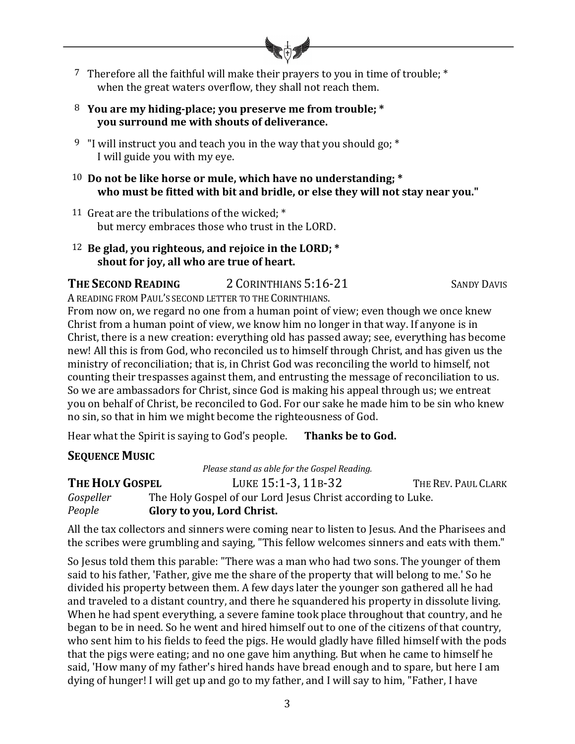7 Therefore all the faithful will make their prayers to you in time of trouble; *
when the great waters overflow, they shall not reach them.

8 **You are my hiding-place; you preserve me from trouble; *
you surround me with shouts of deliverance.**

9 "I will instruct you and teach you in the way that you should go; *
I will guide you with my eye.

10 **Do not be like horse or mule, which have no understanding; *
who must be fitted with bit and bridle, or else they will not stay near you."**

11 Great are the tribulations of the wicked; *
but mercy embraces those who trust in the LORD.

12 **Be glad, you righteous, and rejoice in the LORD; *
shout for joy, all who are true of heart.**

**THE SECOND READING** 2 CORINTHIANS 5:16-21 SANDY DAVIS

A READING FROM PAUL'S SECOND LETTER TO THE CORINTHIANS.

From now on, we regard no one from a human point of view; even though we once knew Christ from a human point of view, we know him no longer in that way. If anyone is in Christ, there is a new creation: everything old has passed away; see, everything has become new! All this is from God, who reconciled us to himself through Christ, and has given us the ministry of reconciliation; that is, in Christ God was reconciling the world to himself, not counting their trespasses against them, and entrusting the message of reconciliation to us. So we are ambassadors for Christ, since God is making his appeal through us; we entreat you on behalf of Christ, be reconciled to God. For our sake he made him to be sin who knew no sin, so that in him we might become the righteousness of God.

Hear what the Spirit is saying to God's people. **Thanks be to God.**

**SEQUENCE MUSIC**

*Please stand as able for the Gospel Reading.*

**THE HOLY GOSPEL** LUKE 15:1-3, 11B-32 THE REV. PAUL CLARK

*Gospeller* The Holy Gospel of our Lord Jesus Christ according to Luke.
*People* **Glory to you, Lord Christ.**

All the tax collectors and sinners were coming near to listen to Jesus. And the Pharisees and the scribes were grumbling and saying, "This fellow welcomes sinners and eats with them."

So Jesus told them this parable: "There was a man who had two sons. The younger of them said to his father, 'Father, give me the share of the property that will belong to me.' So he divided his property between them. A few days later the younger son gathered all he had and traveled to a distant country, and there he squandered his property in dissolute living. When he had spent everything, a severe famine took place throughout that country, and he began to be in need. So he went and hired himself out to one of the citizens of that country, who sent him to his fields to feed the pigs. He would gladly have filled himself with the pods that the pigs were eating; and no one gave him anything. But when he came to himself he said, 'How many of my father's hired hands have bread enough and to spare, but here I am dying of hunger! I will get up and go to my father, and I will say to him, "Father, I have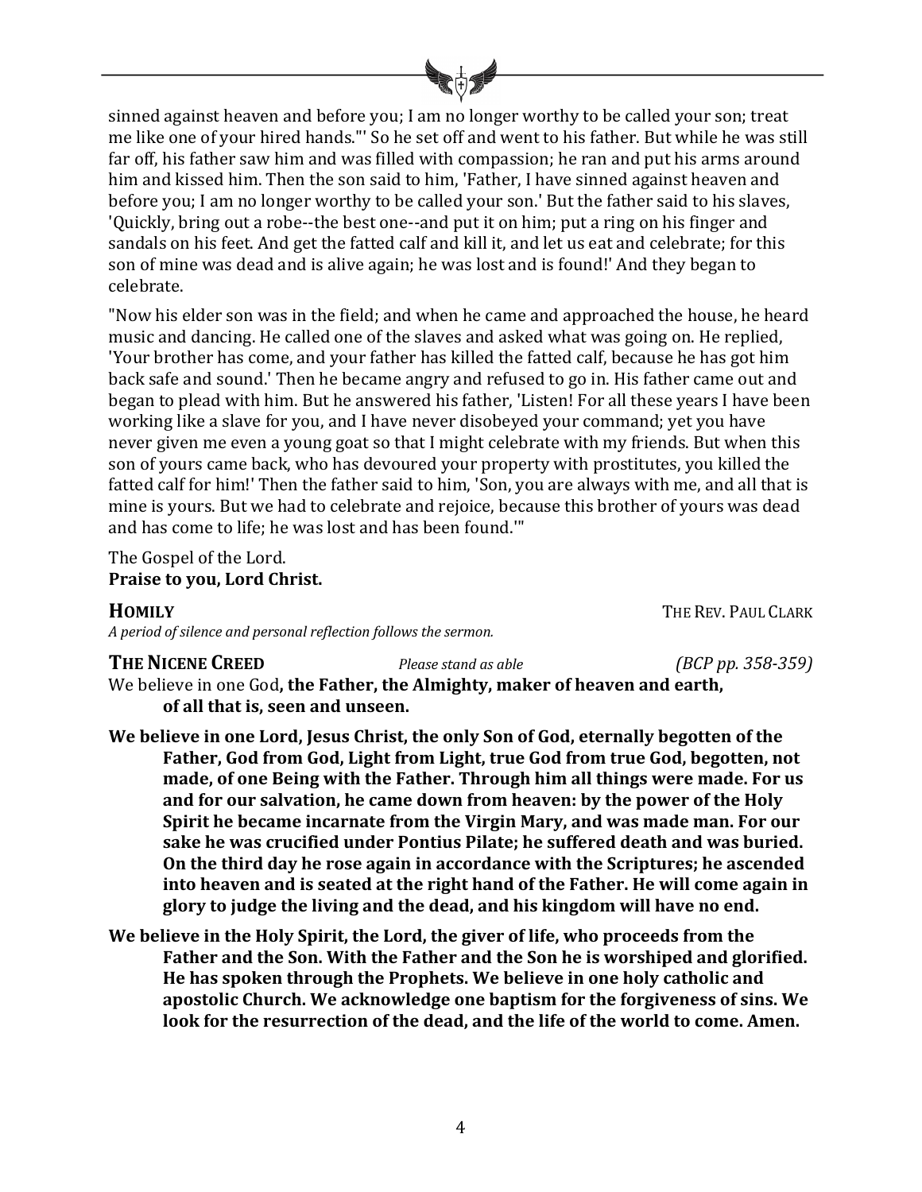sinned against heaven and before you; I am no longer worthy to be called your son; treat me like one of your hired hands."' So he set off and went to his father. But while he was still far off, his father saw him and was filled with compassion; he ran and put his arms around him and kissed him. Then the son said to him, 'Father, I have sinned against heaven and before you; I am no longer worthy to be called your son.' But the father said to his slaves, 'Quickly, bring out a robe--the best one--and put it on him; put a ring on his finger and sandals on his feet. And get the fatted calf and kill it, and let us eat and celebrate; for this son of mine was dead and is alive again; he was lost and is found!' And they began to celebrate.

"Now his elder son was in the field; and when he came and approached the house, he heard music and dancing. He called one of the slaves and asked what was going on. He replied, 'Your brother has come, and your father has killed the fatted calf, because he has got him back safe and sound.' Then he became angry and refused to go in. His father came out and began to plead with him. But he answered his father, 'Listen! For all these years I have been working like a slave for you, and I have never disobeyed your command; yet you have never given me even a young goat so that I might celebrate with my friends. But when this son of yours came back, who has devoured your property with prostitutes, you killed the fatted calf for him!' Then the father said to him, 'Son, you are always with me, and all that is mine is yours. But we had to celebrate and rejoice, because this brother of yours was dead and has come to life; he was lost and has been found.'"

The Gospel of the Lord.
**Praise to you, Lord Christ.**

**HOMILY** THE REV. PAUL CLARK

*A period of silence and personal reflection follows the sermon.*

**THE NICENE CREED** *Please stand as able* *(BCP pp. 358-359)*

We believe in one God**, the Father, the Almighty, maker of heaven and earth, of all that is, seen and unseen.**

**We believe in one Lord, Jesus Christ, the only Son of God, eternally begotten of the Father, God from God, Light from Light, true God from true God, begotten, not made, of one Being with the Father. Through him all things were made. For us and for our salvation, he came down from heaven: by the power of the Holy Spirit he became incarnate from the Virgin Mary, and was made man. For our sake he was crucified under Pontius Pilate; he suffered death and was buried. On the third day he rose again in accordance with the Scriptures; he ascended into heaven and is seated at the right hand of the Father. He will come again in glory to judge the living and the dead, and his kingdom will have no end.**

**We believe in the Holy Spirit, the Lord, the giver of life, who proceeds from the Father and the Son. With the Father and the Son he is worshiped and glorified. He has spoken through the Prophets. We believe in one holy catholic and apostolic Church. We acknowledge one baptism for the forgiveness of sins. We look for the resurrection of the dead, and the life of the world to come. Amen.**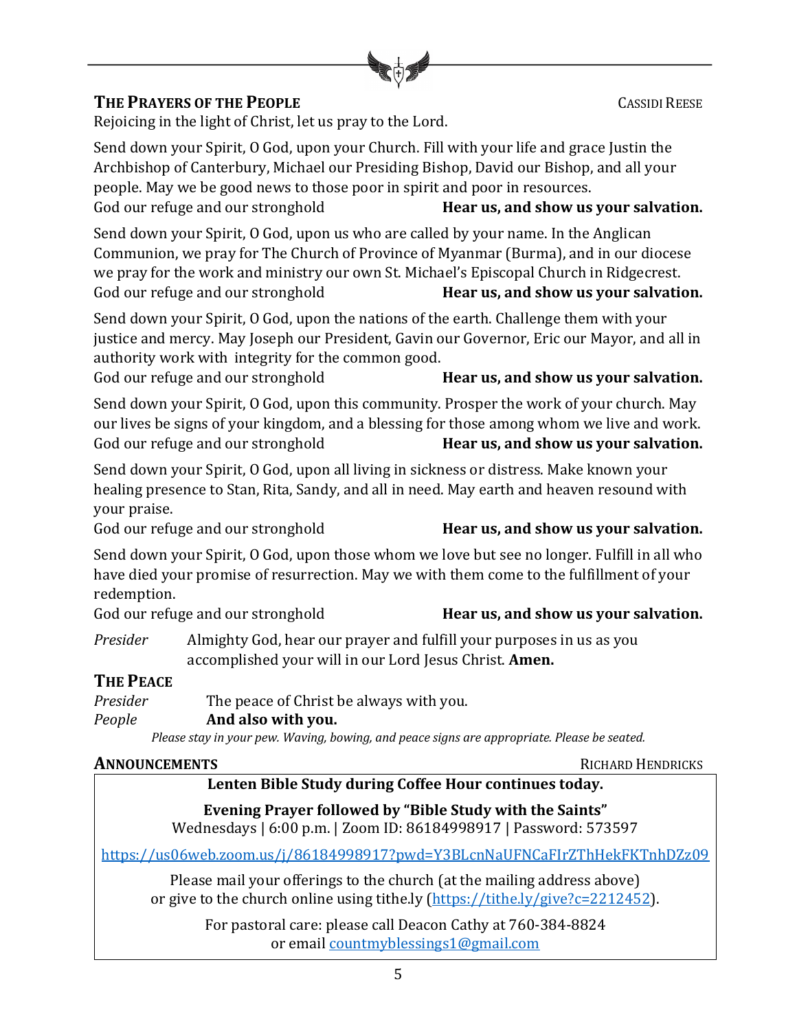## The Prayers of the People

Cassidi Reese

Rejoicing in the light of Christ, let us pray to the Lord.

Send down your Spirit, O God, upon your Church. Fill with your life and grace Justin the Archbishop of Canterbury, Michael our Presiding Bishop, David our Bishop, and all your people. May we be good news to those poor in spirit and poor in resources.
God our refuge and our stronghold **Hear us, and show us your salvation.**

Send down your Spirit, O God, upon us who are called by your name. In the Anglican Communion, we pray for The Church of Province of Myanmar (Burma), and in our diocese we pray for the work and ministry our own St. Michael's Episcopal Church in Ridgecrest.
God our refuge and our stronghold **Hear us, and show us your salvation.**

Send down your Spirit, O God, upon the nations of the earth. Challenge them with your justice and mercy. May Joseph our President, Gavin our Governor, Eric our Mayor, and all in authority work with integrity for the common good.
God our refuge and our stronghold **Hear us, and show us your salvation.**

Send down your Spirit, O God, upon this community. Prosper the work of your church. May our lives be signs of your kingdom, and a blessing for those among whom we live and work.
God our refuge and our stronghold **Hear us, and show us your salvation.**

Send down your Spirit, O God, upon all living in sickness or distress. Make known your healing presence to Stan, Rita, Sandy, and all in need. May earth and heaven resound with your praise.
God our refuge and our stronghold **Hear us, and show us your salvation.**

Send down your Spirit, O God, upon those whom we love but see no longer. Fulfill in all who have died your promise of resurrection. May we with them come to the fulfillment of your redemption.
God our refuge and our stronghold **Hear us, and show us your salvation.**

*Presider* Almighty God, hear our prayer and fulfill your purposes in us as you accomplished your will in our Lord Jesus Christ. **Amen.**

## The Peace

*Presider* The peace of Christ be always with you.
*People* **And also with you.**

*Please stay in your pew. Waving, bowing, and peace signs are appropriate. Please be seated.*

## Announcements

Richard Hendricks

**Lenten Bible Study during Coffee Hour continues today.**

**Evening Prayer followed by "Bible Study with the Saints"**
Wednesdays | 6:00 p.m. | Zoom ID: 86184998917 | Password: 573597

https://us06web.zoom.us/j/86184998917?pwd=Y3BLcnNaUFNCaFIrZThHekFKTnhDZz09

Please mail your offerings to the church (at the mailing address above) or give to the church online using tithe.ly (https://tithe.ly/give?c=2212452).

For pastoral care: please call Deacon Cathy at 760-384-8824 or email countmyblessings1@gmail.com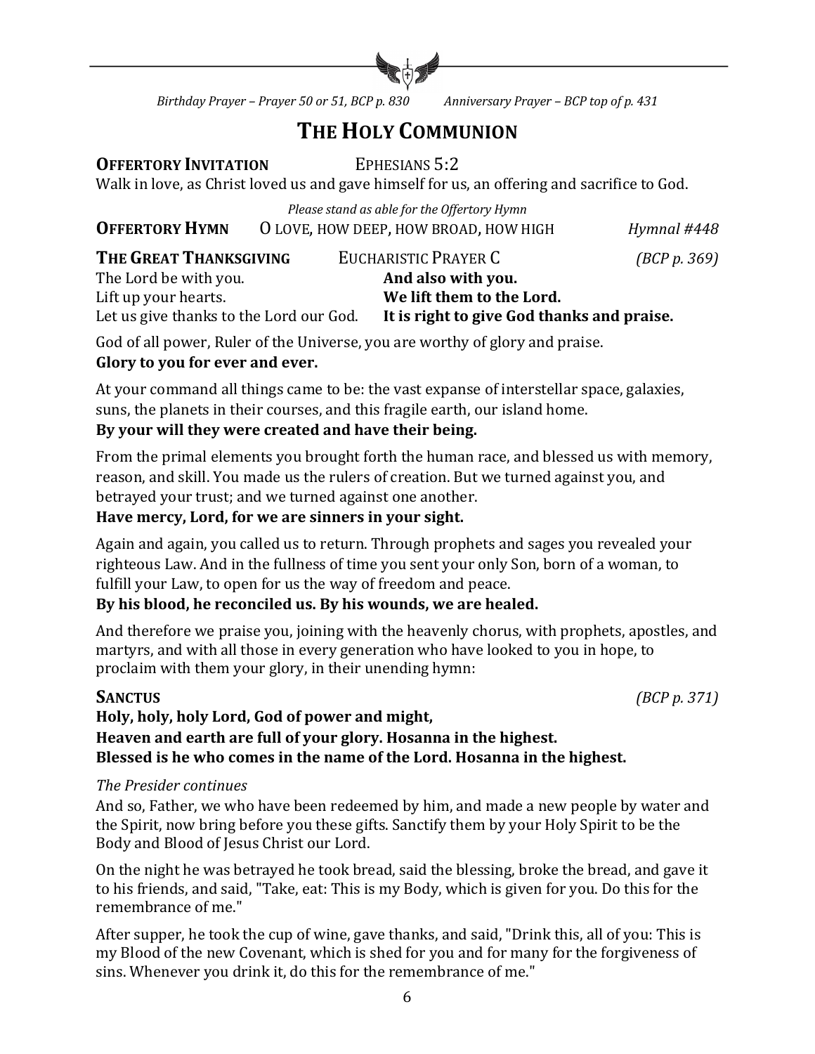*Birthday Prayer – Prayer 50 or 51, BCP p. 830     Anniversary Prayer – BCP top of p. 431*

# THE HOLY COMMUNION

**OFFERTORY INVITATION** EPHESIANS 5:2

Walk in love, as Christ loved us and gave himself for us, an offering and sacrifice to God.

*Please stand as able for the Offertory Hymn*

**OFFERTORY HYMN** O LOVE, HOW DEEP, HOW BROAD, HOW HIGH *Hymnal #448*

**THE GREAT THANKSGIVING** EUCHARISTIC PRAYER C *(BCP p. 369)*

The Lord be with you. **And also with you.**
Lift up your hearts. **We lift them to the Lord.**
Let us give thanks to the Lord our God. **It is right to give God thanks and praise.**

God of all power, Ruler of the Universe, you are worthy of glory and praise.
**Glory to you for ever and ever.**

At your command all things came to be: the vast expanse of interstellar space, galaxies, suns, the planets in their courses, and this fragile earth, our island home.
**By your will they were created and have their being.**

From the primal elements you brought forth the human race, and blessed us with memory, reason, and skill. You made us the rulers of creation. But we turned against you, and betrayed your trust; and we turned against one another.
**Have mercy, Lord, for we are sinners in your sight.**

Again and again, you called us to return. Through prophets and sages you revealed your righteous Law. And in the fullness of time you sent your only Son, born of a woman, to fulfill your Law, to open for us the way of freedom and peace.
**By his blood, he reconciled us. By his wounds, we are healed.**

And therefore we praise you, joining with the heavenly chorus, with prophets, apostles, and martyrs, and with all those in every generation who have looked to you in hope, to proclaim with them your glory, in their unending hymn:

**SANCTUS** *(BCP p. 371)*

**Holy, holy, holy Lord, God of power and might,**
**Heaven and earth are full of your glory. Hosanna in the highest.**
**Blessed is he who comes in the name of the Lord. Hosanna in the highest.**

*The Presider continues*

And so, Father, we who have been redeemed by him, and made a new people by water and the Spirit, now bring before you these gifts. Sanctify them by your Holy Spirit to be the Body and Blood of Jesus Christ our Lord.

On the night he was betrayed he took bread, said the blessing, broke the bread, and gave it to his friends, and said, "Take, eat: This is my Body, which is given for you. Do this for the remembrance of me."

After supper, he took the cup of wine, gave thanks, and said, "Drink this, all of you: This is my Blood of the new Covenant, which is shed for you and for many for the forgiveness of sins. Whenever you drink it, do this for the remembrance of me."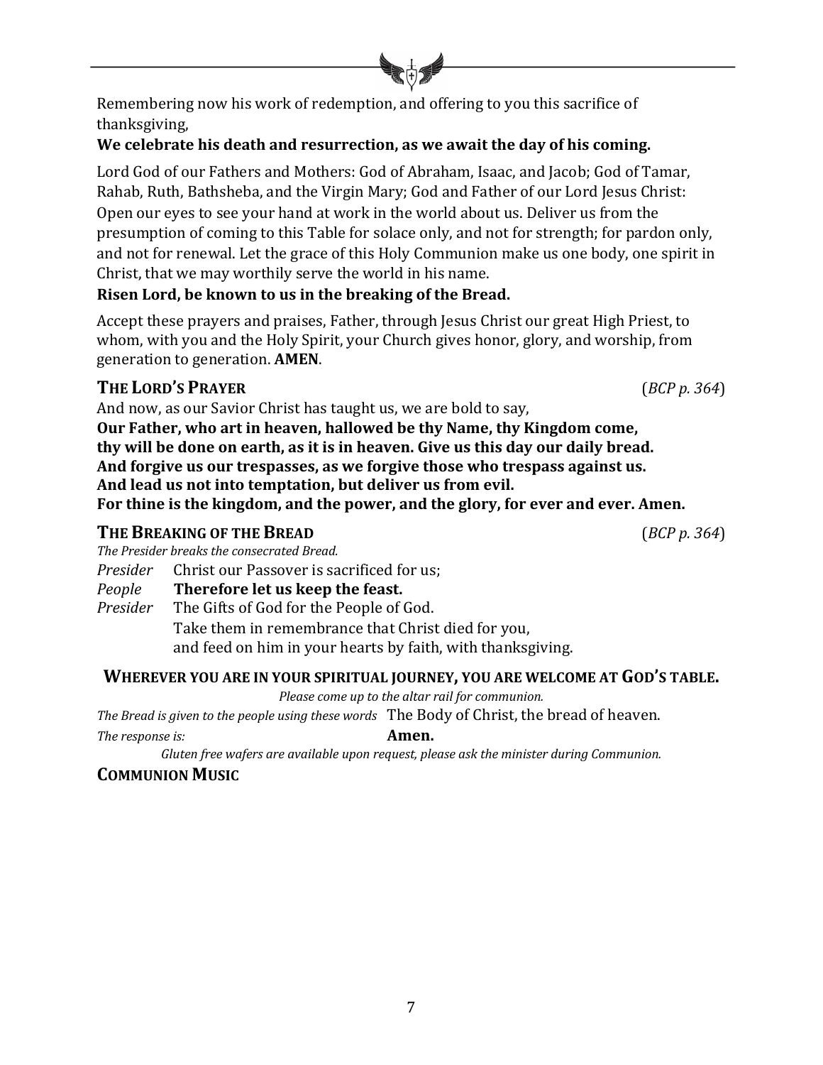Remembering now his work of redemption, and offering to you this sacrifice of thanksgiving,

**We celebrate his death and resurrection, as we await the day of his coming.**

Lord God of our Fathers and Mothers: God of Abraham, Isaac, and Jacob; God of Tamar, Rahab, Ruth, Bathsheba, and the Virgin Mary; God and Father of our Lord Jesus Christ: Open our eyes to see your hand at work in the world about us. Deliver us from the presumption of coming to this Table for solace only, and not for strength; for pardon only, and not for renewal. Let the grace of this Holy Communion make us one body, one spirit in Christ, that we may worthily serve the world in his name.

**Risen Lord, be known to us in the breaking of the Bread.**

Accept these prayers and praises, Father, through Jesus Christ our great High Priest, to whom, with you and the Holy Spirit, your Church gives honor, glory, and worship, from generation to generation. **AMEN**.

## THE LORD'S PRAYER (*BCP p. 364*)

And now, as our Savior Christ has taught us, we are bold to say,

**Our Father, who art in heaven, hallowed be thy Name, thy Kingdom come, thy will be done on earth, as it is in heaven. Give us this day our daily bread. And forgive us our trespasses, as we forgive those who trespass against us. And lead us not into temptation, but deliver us from evil. For thine is the kingdom, and the power, and the glory, for ever and ever. Amen.**

## THE BREAKING OF THE BREAD (*BCP p. 364*)

*The Presider breaks the consecrated Bread.*

*Presider* Christ our Passover is sacrificed for us;

*People* **Therefore let us keep the feast.**

*Presider* The Gifts of God for the People of God.
Take them in remembrance that Christ died for you,
and feed on him in your hearts by faith, with thanksgiving.

### WHEREVER YOU ARE IN YOUR SPIRITUAL JOURNEY, YOU ARE WELCOME AT GOD'S TABLE.

*Please come up to the altar rail for communion.*

*The Bread is given to the people using these words* The Body of Christ, the bread of heaven.

*The response is:* **Amen.**

*Gluten free wafers are available upon request, please ask the minister during Communion.*

## COMMUNION MUSIC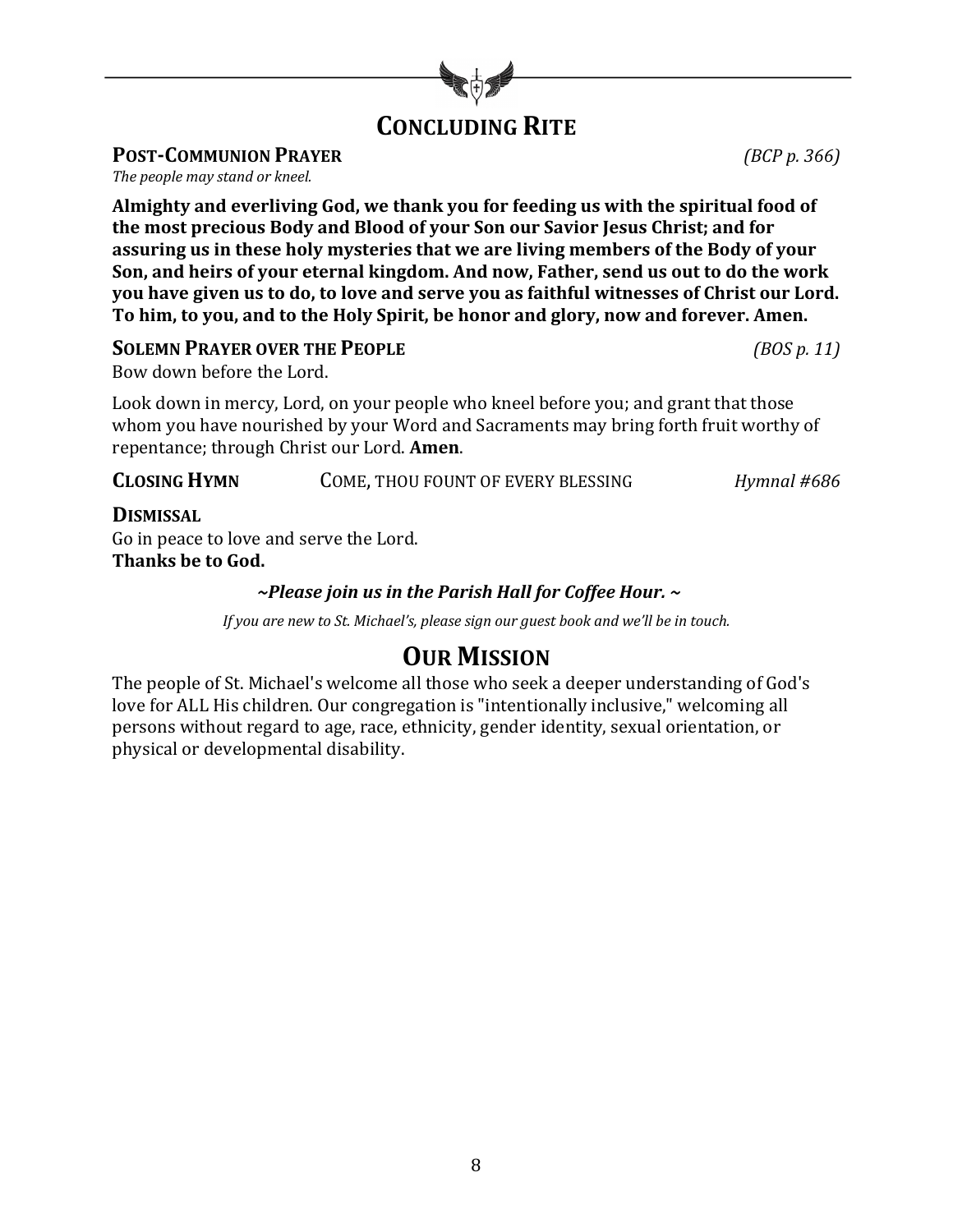# CONCLUDING RITE

**POST-COMMUNION PRAYER** *(BCP p. 366)*

*The people may stand or kneel.*

**Almighty and everliving God, we thank you for feeding us with the spiritual food of the most precious Body and Blood of your Son our Savior Jesus Christ; and for assuring us in these holy mysteries that we are living members of the Body of your Son, and heirs of your eternal kingdom. And now, Father, send us out to do the work you have given us to do, to love and serve you as faithful witnesses of Christ our Lord. To him, to you, and to the Holy Spirit, be honor and glory, now and forever. Amen.**

**SOLEMN PRAYER OVER THE PEOPLE** *(BOS p. 11)*

Bow down before the Lord.

Look down in mercy, Lord, on your people who kneel before you; and grant that those whom you have nourished by your Word and Sacraments may bring forth fruit worthy of repentance; through Christ our Lord. **Amen**.

**CLOSING HYMN** COME, THOU FOUNT OF EVERY BLESSING *Hymnal #686*

**DISMISSAL**

Go in peace to love and serve the Lord.
**Thanks be to God.**

***~Please join us in the Parish Hall for Coffee Hour. ~***

*If you are new to St. Michael's, please sign our guest book and we'll be in touch.*

# OUR MISSION

The people of St. Michael's welcome all those who seek a deeper understanding of God's love for ALL His children. Our congregation is "intentionally inclusive," welcoming all persons without regard to age, race, ethnicity, gender identity, sexual orientation, or physical or developmental disability.